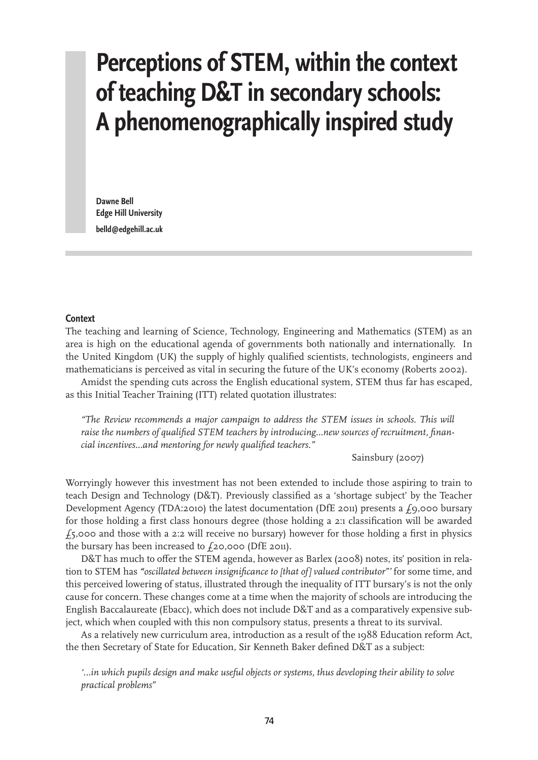# Perceptions of STEM, within the context of teaching D&T in secondary schools: A phenomenographically inspired study

**Dawne Bell**
**Edge Hill University**
**belld@edgehill.ac.uk**

## Context

The teaching and learning of Science, Technology, Engineering and Mathematics (STEM) as an area is high on the educational agenda of governments both nationally and internationally. In the United Kingdom (UK) the supply of highly qualified scientists, technologists, engineers and mathematicians is perceived as vital in securing the future of the UK's economy (Roberts 2002).

Amidst the spending cuts across the English educational system, STEM thus far has escaped, as this Initial Teacher Training (ITT) related quotation illustrates:

> *"The Review recommends a major campaign to address the STEM issues in schools. This will raise the numbers of qualified STEM teachers by introducing...new sources of recruitment, financial incentives...and mentoring for newly qualified teachers."*
>
> Sainsbury (2007)

Worryingly however this investment has not been extended to include those aspiring to train to teach Design and Technology (D&T). Previously classified as a 'shortage subject' by the Teacher Development Agency (TDA:2010) the latest documentation (DfE 2011) presents a £9,000 bursary for those holding a first class honours degree (those holding a 2:1 classification will be awarded £5,000 and those with a 2:2 will receive no bursary) however for those holding a first in physics the bursary has been increased to £20,000 (DfE 2011).

D&T has much to offer the STEM agenda, however as Barlex (2008) notes, its' position in relation to STEM has *"oscillated between insignificance to [that of] valued contributor"'* for some time, and this perceived lowering of status, illustrated through the inequality of ITT bursary's is not the only cause for concern. These changes come at a time when the majority of schools are introducing the English Baccalaureate (Ebacc), which does not include D&T and as a comparatively expensive subject, which when coupled with this non compulsory status, presents a threat to its survival.

As a relatively new curriculum area, introduction as a result of the 1988 Education reform Act, the then Secretary of State for Education, Sir Kenneth Baker defined D&T as a subject:

> *'...in which pupils design and make useful objects or systems, thus developing their ability to solve practical problems"*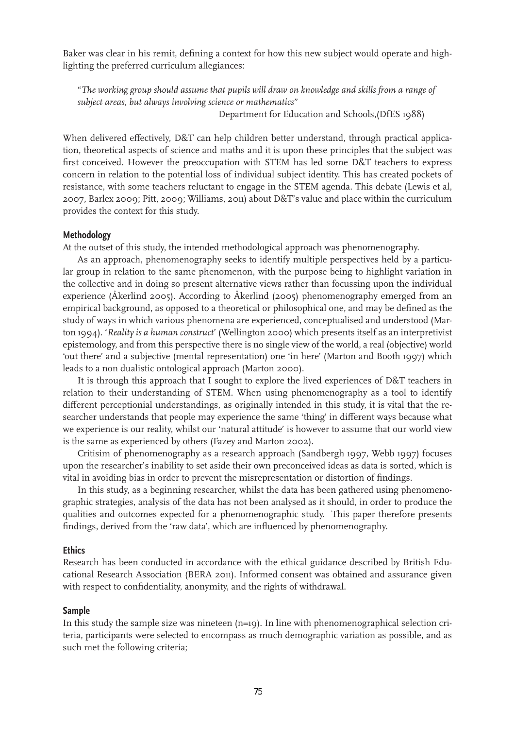Baker was clear in his remit, defining a context for how this new subject would operate and highlighting the preferred curriculum allegiances:

> "*The working group should assume that pupils will draw on knowledge and skills from a range of subject areas, but always involving science or mathematics*"
>
> Department for Education and Schools,(DfES 1988)

When delivered effectively, D&T can help children better understand, through practical application, theoretical aspects of science and maths and it is upon these principles that the subject was first conceived. However the preoccupation with STEM has led some D&T teachers to express concern in relation to the potential loss of individual subject identity. This has created pockets of resistance, with some teachers reluctant to engage in the STEM agenda. This debate (Lewis et al, 2007, Barlex 2009; Pitt, 2009; Williams, 2011) about D&T's value and place within the curriculum provides the context for this study.

**Methodology**

At the outset of this study, the intended methodological approach was phenomenography.

As an approach, phenomenography seeks to identify multiple perspectives held by a particular group in relation to the same phenomenon, with the purpose being to highlight variation in the collective and in doing so present alternative views rather than focussing upon the individual experience (Åkerlind 2005). According to Åkerlind (2005) phenomenography emerged from an empirical background, as opposed to a theoretical or philosophical one, and may be defined as the study of ways in which various phenomena are experienced, conceptualised and understood (Marton 1994). '*Reality is a human construct*' (Wellington 2000) which presents itself as an interpretivist epistemology, and from this perspective there is no single view of the world, a real (objective) world 'out there' and a subjective (mental representation) one 'in here' (Marton and Booth 1997) which leads to a non dualistic ontological approach (Marton 2000).

It is through this approach that I sought to explore the lived experiences of D&T teachers in relation to their understanding of STEM. When using phenomenography as a tool to identify different perceptionial understandings, as originally intended in this study, it is vital that the researcher understands that people may experience the same 'thing' in different ways because what we experience is our reality, whilst our 'natural attitude' is however to assume that our world view is the same as experienced by others (Fazey and Marton 2002).

Critisim of phenomenography as a research approach (Sandbergh 1997, Webb 1997) focuses upon the researcher's inability to set aside their own preconceived ideas as data is sorted, which is vital in avoiding bias in order to prevent the misrepresentation or distortion of findings.

In this study, as a beginning researcher, whilst the data has been gathered using phenomenographic strategies, analysis of the data has not been analysed as it should, in order to produce the qualities and outcomes expected for a phenomenographic study. This paper therefore presents findings, derived from the 'raw data', which are influenced by phenomenography.

**Ethics**

Research has been conducted in accordance with the ethical guidance described by British Educational Research Association (BERA 2011). Informed consent was obtained and assurance given with respect to confidentiality, anonymity, and the rights of withdrawal.

**Sample**

In this study the sample size was nineteen (n=19). In line with phenomenographical selection criteria, participants were selected to encompass as much demographic variation as possible, and as such met the following criteria;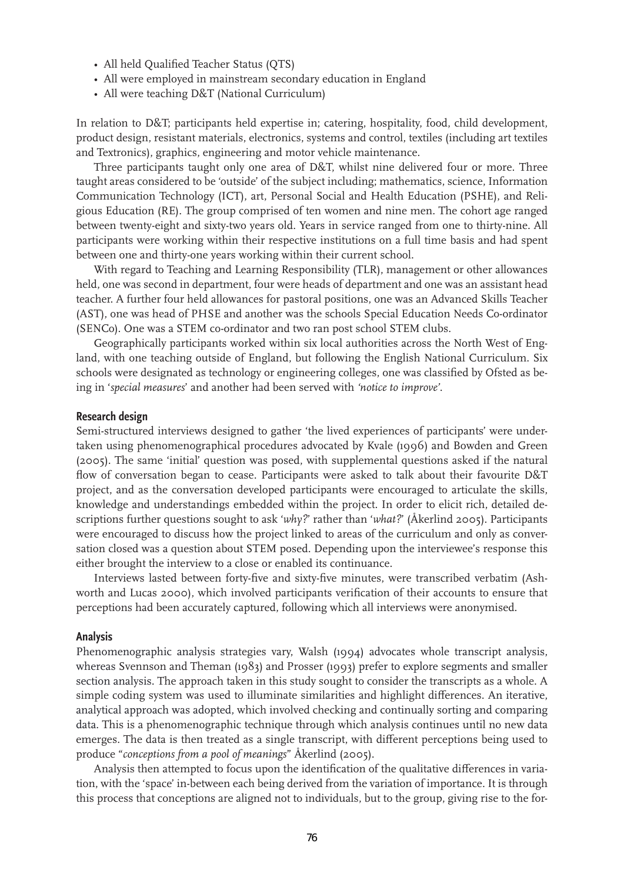- All held Qualified Teacher Status (QTS)
- All were employed in mainstream secondary education in England
- All were teaching D&T (National Curriculum)

In relation to D&T; participants held expertise in; catering, hospitality, food, child development, product design, resistant materials, electronics, systems and control, textiles (including art textiles and Textronics), graphics, engineering and motor vehicle maintenance.

Three participants taught only one area of D&T, whilst nine delivered four or more. Three taught areas considered to be 'outside' of the subject including; mathematics, science, Information Communication Technology (ICT), art, Personal Social and Health Education (PSHE), and Religious Education (RE). The group comprised of ten women and nine men. The cohort age ranged between twenty-eight and sixty-two years old. Years in service ranged from one to thirty-nine. All participants were working within their respective institutions on a full time basis and had spent between one and thirty-one years working within their current school.

With regard to Teaching and Learning Responsibility (TLR), management or other allowances held, one was second in department, four were heads of department and one was an assistant head teacher. A further four held allowances for pastoral positions, one was an Advanced Skills Teacher (AST), one was head of PHSE and another was the schools Special Education Needs Co-ordinator (SENCo). One was a STEM co-ordinator and two ran post school STEM clubs.

Geographically participants worked within six local authorities across the North West of England, with one teaching outside of England, but following the English National Curriculum. Six schools were designated as technology or engineering colleges, one was classified by Ofsted as being in '*special measures*' and another had been served with *'notice to improve'*.

### Research design

Semi-structured interviews designed to gather 'the lived experiences of participants' were undertaken using phenomenographical procedures advocated by Kvale (1996) and Bowden and Green (2005). The same 'initial' question was posed, with supplemental questions asked if the natural flow of conversation began to cease. Participants were asked to talk about their favourite D&T project, and as the conversation developed participants were encouraged to articulate the skills, knowledge and understandings embedded within the project. In order to elicit rich, detailed descriptions further questions sought to ask '*why?*' rather than '*what?*' (Åkerlind 2005). Participants were encouraged to discuss how the project linked to areas of the curriculum and only as conversation closed was a question about STEM posed. Depending upon the interviewee's response this either brought the interview to a close or enabled its continuance.

Interviews lasted between forty-five and sixty-five minutes, were transcribed verbatim (Ashworth and Lucas 2000), which involved participants verification of their accounts to ensure that perceptions had been accurately captured, following which all interviews were anonymised.

### Analysis

Phenomenographic analysis strategies vary, Walsh (1994) advocates whole transcript analysis, whereas Svennson and Theman (1983) and Prosser (1993) prefer to explore segments and smaller section analysis. The approach taken in this study sought to consider the transcripts as a whole. A simple coding system was used to illuminate similarities and highlight differences. An iterative, analytical approach was adopted, which involved checking and continually sorting and comparing data. This is a phenomenographic technique through which analysis continues until no new data emerges. The data is then treated as a single transcript, with different perceptions being used to produce "*conceptions from a pool of meanings*" Åkerlind (2005).

Analysis then attempted to focus upon the identification of the qualitative differences in variation, with the 'space' in-between each being derived from the variation of importance. It is through this process that conceptions are aligned not to individuals, but to the group, giving rise to the for-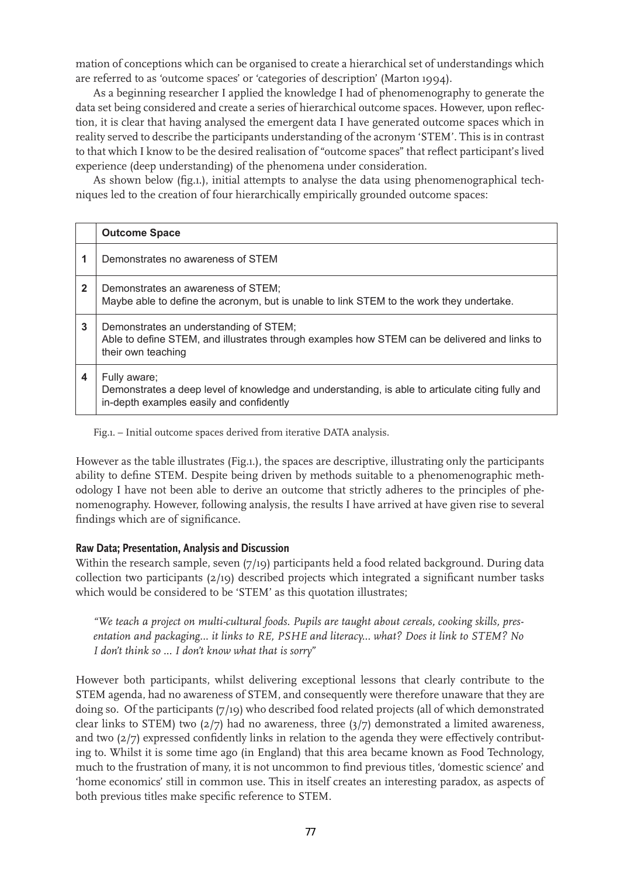mation of conceptions which can be organised to create a hierarchical set of understandings which are referred to as 'outcome spaces' or 'categories of description' (Marton 1994).

As a beginning researcher I applied the knowledge I had of phenomenography to generate the data set being considered and create a series of hierarchical outcome spaces. However, upon reflection, it is clear that having analysed the emergent data I have generated outcome spaces which in reality served to describe the participants understanding of the acronym 'STEM'. This is in contrast to that which I know to be the desired realisation of "outcome spaces" that reflect participant's lived experience (deep understanding) of the phenomena under consideration.

As shown below (fig.1.), initial attempts to analyse the data using phenomenographical techniques led to the creation of four hierarchically empirically grounded outcome spaces:

| | **Outcome Space** |
|---|---|
| **1** | Demonstrates no awareness of STEM |
| **2** | Demonstrates an awareness of STEM;<br>Maybe able to define the acronym, but is unable to link STEM to the work they undertake. |
| **3** | Demonstrates an understanding of STEM;<br>Able to define STEM, and illustrates through examples how STEM can be delivered and links to their own teaching |
| **4** | Fully aware;<br>Demonstrates a deep level of knowledge and understanding, is able to articulate citing fully and in-depth examples easily and confidently |

Fig.1. – Initial outcome spaces derived from iterative DATA analysis.

However as the table illustrates (Fig.1.), the spaces are descriptive, illustrating only the participants ability to define STEM. Despite being driven by methods suitable to a phenomenographic methodology I have not been able to derive an outcome that strictly adheres to the principles of phenomenography. However, following analysis, the results I have arrived at have given rise to several findings which are of significance.

## Raw Data; Presentation, Analysis and Discussion

Within the research sample, seven (7/19) participants held a food related background. During data collection two participants (2/19) described projects which integrated a significant number tasks which would be considered to be 'STEM' as this quotation illustrates;

> *"We teach a project on multi-cultural foods. Pupils are taught about cereals, cooking skills, presentation and packaging... it links to RE, PSHE and literacy... what? Does it link to STEM? No I don't think so ... I don't know what that is sorry"*

However both participants, whilst delivering exceptional lessons that clearly contribute to the STEM agenda, had no awareness of STEM, and consequently were therefore unaware that they are doing so. Of the participants (7/19) who described food related projects (all of which demonstrated clear links to STEM) two (2/7) had no awareness, three (3/7) demonstrated a limited awareness, and two (2/7) expressed confidently links in relation to the agenda they were effectively contributing to. Whilst it is some time ago (in England) that this area became known as Food Technology, much to the frustration of many, it is not uncommon to find previous titles, 'domestic science' and 'home economics' still in common use. This in itself creates an interesting paradox, as aspects of both previous titles make specific reference to STEM.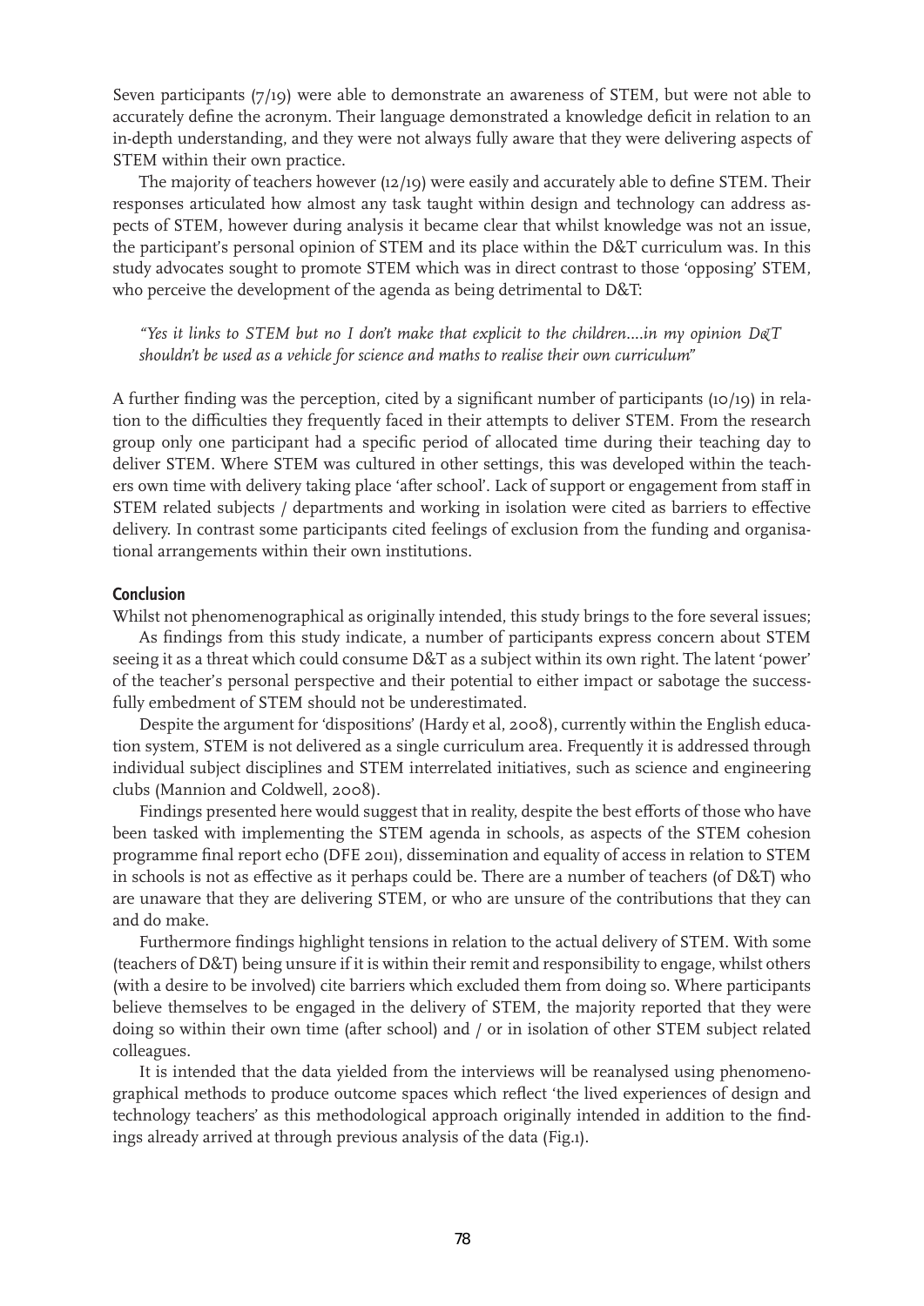Seven participants (7/19) were able to demonstrate an awareness of STEM, but were not able to accurately define the acronym. Their language demonstrated a knowledge deficit in relation to an in-depth understanding, and they were not always fully aware that they were delivering aspects of STEM within their own practice.

The majority of teachers however (12/19) were easily and accurately able to define STEM. Their responses articulated how almost any task taught within design and technology can address aspects of STEM, however during analysis it became clear that whilst knowledge was not an issue, the participant's personal opinion of STEM and its place within the D&T curriculum was. In this study advocates sought to promote STEM which was in direct contrast to those 'opposing' STEM, who perceive the development of the agenda as being detrimental to D&T:

> *"Yes it links to STEM but no I don't make that explicit to the children….in my opinion D&T shouldn't be used as a vehicle for science and maths to realise their own curriculum"*

A further finding was the perception, cited by a significant number of participants (10/19) in relation to the difficulties they frequently faced in their attempts to deliver STEM. From the research group only one participant had a specific period of allocated time during their teaching day to deliver STEM. Where STEM was cultured in other settings, this was developed within the teachers own time with delivery taking place 'after school'. Lack of support or engagement from staff in STEM related subjects / departments and working in isolation were cited as barriers to effective delivery. In contrast some participants cited feelings of exclusion from the funding and organisational arrangements within their own institutions.

## Conclusion

Whilst not phenomenographical as originally intended, this study brings to the fore several issues;

As findings from this study indicate, a number of participants express concern about STEM seeing it as a threat which could consume D&T as a subject within its own right. The latent 'power' of the teacher's personal perspective and their potential to either impact or sabotage the successfully embedment of STEM should not be underestimated.

Despite the argument for 'dispositions' (Hardy et al, 2008), currently within the English education system, STEM is not delivered as a single curriculum area. Frequently it is addressed through individual subject disciplines and STEM interrelated initiatives, such as science and engineering clubs (Mannion and Coldwell, 2008).

Findings presented here would suggest that in reality, despite the best efforts of those who have been tasked with implementing the STEM agenda in schools, as aspects of the STEM cohesion programme final report echo (DFE 2011), dissemination and equality of access in relation to STEM in schools is not as effective as it perhaps could be. There are a number of teachers (of D&T) who are unaware that they are delivering STEM, or who are unsure of the contributions that they can and do make.

Furthermore findings highlight tensions in relation to the actual delivery of STEM. With some (teachers of D&T) being unsure if it is within their remit and responsibility to engage, whilst others (with a desire to be involved) cite barriers which excluded them from doing so. Where participants believe themselves to be engaged in the delivery of STEM, the majority reported that they were doing so within their own time (after school) and / or in isolation of other STEM subject related colleagues.

It is intended that the data yielded from the interviews will be reanalysed using phenomenographical methods to produce outcome spaces which reflect 'the lived experiences of design and technology teachers' as this methodological approach originally intended in addition to the findings already arrived at through previous analysis of the data (Fig.1).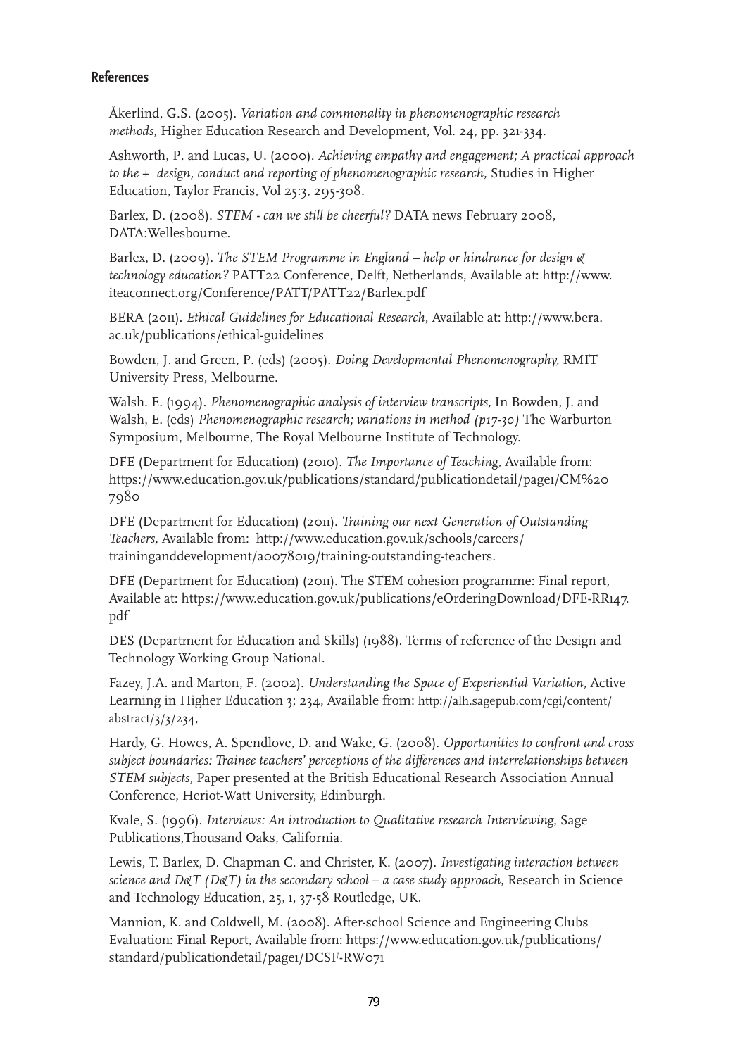## References

Åkerlind, G.S. (2005). *Variation and commonality in phenomenographic research methods,* Higher Education Research and Development, Vol. 24, pp. 321-334.

Ashworth, P. and Lucas, U. (2000). *Achieving empathy and engagement; A practical approach to the + design, conduct and reporting of phenomenographic research,* Studies in Higher Education, Taylor Francis, Vol 25:3, 295-308.

Barlex, D. (2008). *STEM - can we still be cheerful?* DATA news February 2008, DATA:Wellesbourne.

Barlex, D. (2009). *The STEM Programme in England – help or hindrance for design & technology education?* PATT22 Conference, Delft, Netherlands, Available at: http://www.iteaconnect.org/Conference/PATT/PATT22/Barlex.pdf

BERA (2011). *Ethical Guidelines for Educational Research*, Available at: http://www.bera.ac.uk/publications/ethical-guidelines

Bowden, J. and Green, P. (eds) (2005). *Doing Developmental Phenomenography,* RMIT University Press, Melbourne.

Walsh. E. (1994). *Phenomenographic analysis of interview transcripts,* In Bowden, J. and Walsh, E. (eds) *Phenomenographic research; variations in method (p17-30)* The Warburton Symposium, Melbourne, The Royal Melbourne Institute of Technology.

DFE (Department for Education) (2010). *The Importance of Teaching,* Available from: https://www.education.gov.uk/publications/standard/publicationdetail/page1/CM%20 7980

DFE (Department for Education) (2011). *Training our next Generation of Outstanding Teachers,* Available from: http://www.education.gov.uk/schools/careers/traininganddevelopment/a0078019/training-outstanding-teachers.

DFE (Department for Education) (2011). The STEM cohesion programme: Final report, Available at: https://www.education.gov.uk/publications/eOrderingDownload/DFE-RR147.pdf

DES (Department for Education and Skills) (1988). Terms of reference of the Design and Technology Working Group National.

Fazey, J.A. and Marton, F. (2002). *Understanding the Space of Experiential Variation,* Active Learning in Higher Education 3; 234, Available from: http://alh.sagepub.com/cgi/content/abstract/3/3/234,

Hardy, G. Howes, A. Spendlove, D. and Wake, G. (2008). *Opportunities to confront and cross subject boundaries: Trainee teachers' perceptions of the differences and interrelationships between STEM subjects,* Paper presented at the British Educational Research Association Annual Conference, Heriot-Watt University, Edinburgh.

Kvale, S. (1996). *Interviews: An introduction to Qualitative research Interviewing,* Sage Publications,Thousand Oaks, California.

Lewis, T. Barlex, D. Chapman C. and Christer, K. (2007). *Investigating interaction between science and D&T (D&T) in the secondary school – a case study approach,* Research in Science and Technology Education, 25, 1, 37-58 Routledge, UK.

Mannion, K. and Coldwell, M. (2008). After-school Science and Engineering Clubs Evaluation: Final Report, Available from: https://www.education.gov.uk/publications/standard/publicationdetail/page1/DCSF-RW071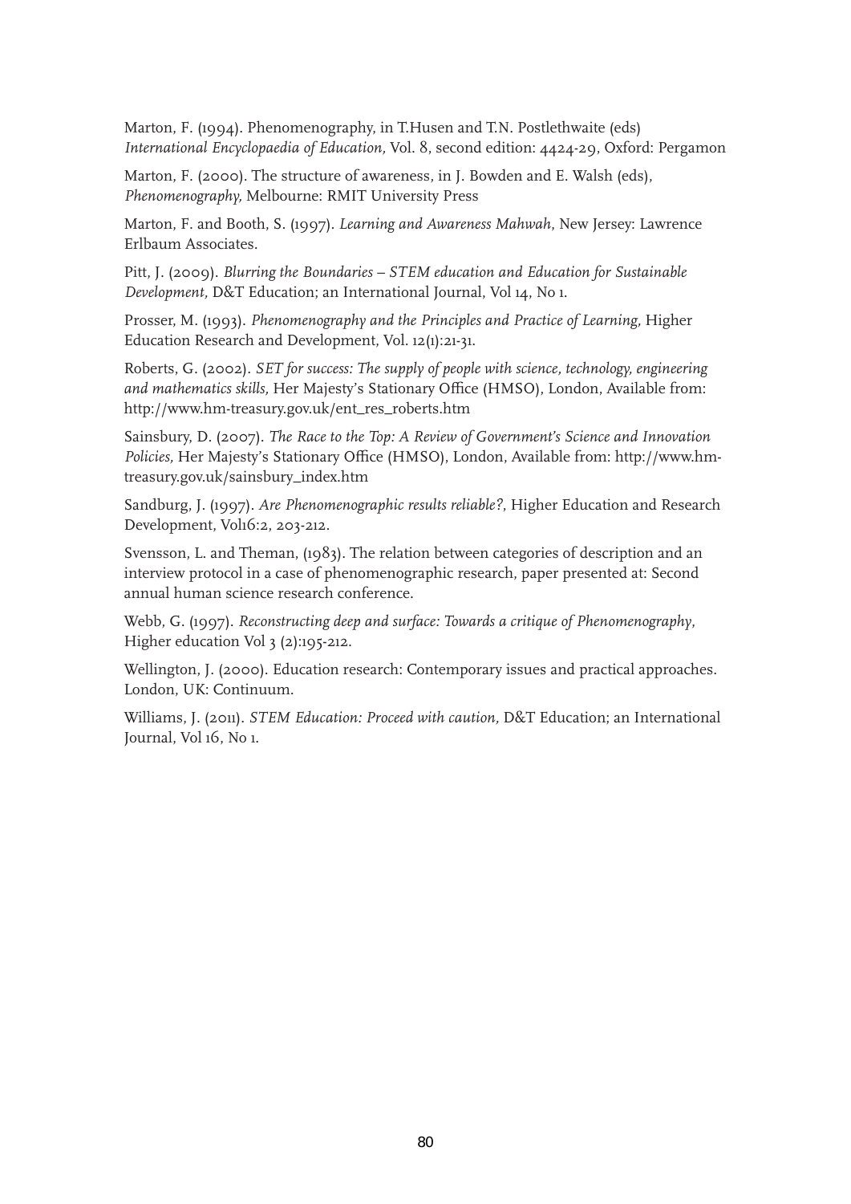Marton, F. (1994). Phenomenography, in T.Husen and T.N. Postlethwaite (eds) *International Encyclopaedia of Education,* Vol. 8, second edition: 4424-29, Oxford: Pergamon

Marton, F. (2000). The structure of awareness, in J. Bowden and E. Walsh (eds), *Phenomenography,* Melbourne: RMIT University Press

Marton, F. and Booth, S. (1997). *Learning and Awareness Mahwah*, New Jersey: Lawrence Erlbaum Associates.

Pitt, J. (2009). *Blurring the Boundaries – STEM education and Education for Sustainable Development,* D&T Education; an International Journal, Vol 14, No 1.

Prosser, M. (1993). *Phenomenography and the Principles and Practice of Learning,* Higher Education Research and Development, Vol. 12(1):21-31.

Roberts, G. (2002). *SET for success: The supply of people with science, technology, engineering and mathematics skills,* Her Majesty's Stationary Office (HMSO), London, Available from: http://www.hm-treasury.gov.uk/ent_res_roberts.htm

Sainsbury, D. (2007). *The Race to the Top: A Review of Government's Science and Innovation Policies,* Her Majesty's Stationary Office (HMSO), London, Available from: http://www.hm-treasury.gov.uk/sainsbury_index.htm

Sandburg, J. (1997). *Are Phenomenographic results reliable?*, Higher Education and Research Development, Vol16:2, 203-212.

Svensson, L. and Theman, (1983). The relation between categories of description and an interview protocol in a case of phenomenographic research, paper presented at: Second annual human science research conference.

Webb, G. (1997). *Reconstructing deep and surface: Towards a critique of Phenomenography*, Higher education Vol 3 (2):195-212.

Wellington, J. (2000). Education research: Contemporary issues and practical approaches. London, UK: Continuum.

Williams, J. (2011). *STEM Education: Proceed with caution,* D&T Education; an International Journal, Vol 16, No 1.